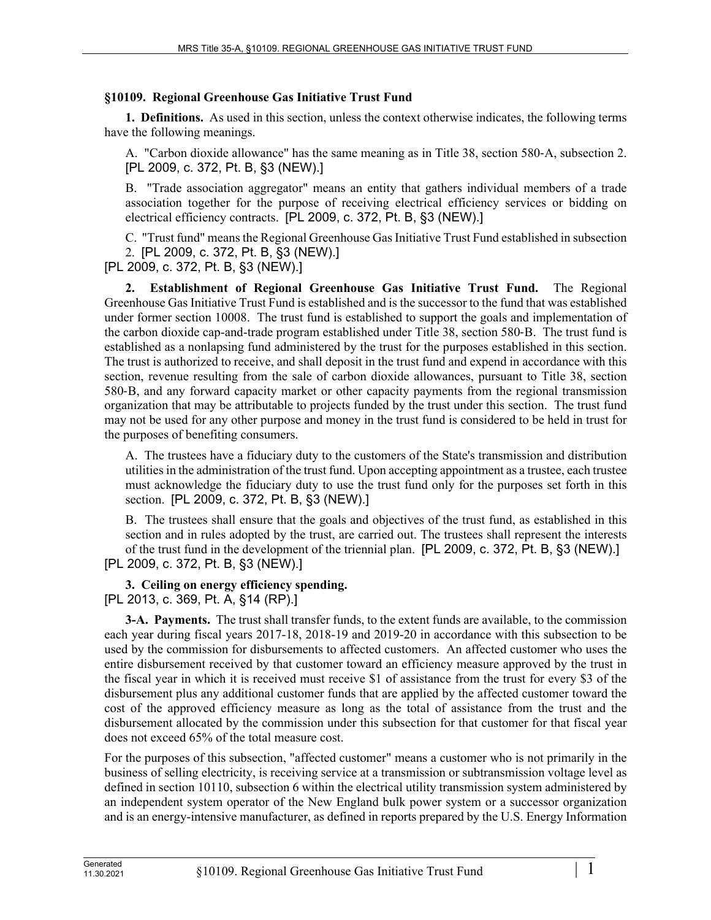## §10109. Regional Greenhouse Gas Initiative Trust Fund

**1. Definitions.** As used in this section, unless the context otherwise indicates, the following terms have the following meanings.

A. "Carbon dioxide allowance" has the same meaning as in Title 38, section 580-A, subsection 2. [PL 2009, c. 372, Pt. B, §3 (NEW).]

B. "Trade association aggregator" means an entity that gathers individual members of a trade association together for the purpose of receiving electrical efficiency services or bidding on electrical efficiency contracts. [PL 2009, c. 372, Pt. B, §3 (NEW).]

C. "Trust fund" means the Regional Greenhouse Gas Initiative Trust Fund established in subsection 2. [PL 2009, c. 372, Pt. B, §3 (NEW).]

[PL 2009, c. 372, Pt. B, §3 (NEW).]

**2. Establishment of Regional Greenhouse Gas Initiative Trust Fund.** The Regional Greenhouse Gas Initiative Trust Fund is established and is the successor to the fund that was established under former section 10008. The trust fund is established to support the goals and implementation of the carbon dioxide cap-and-trade program established under Title 38, section 580-B. The trust fund is established as a nonlapsing fund administered by the trust for the purposes established in this section. The trust is authorized to receive, and shall deposit in the trust fund and expend in accordance with this section, revenue resulting from the sale of carbon dioxide allowances, pursuant to Title 38, section 580-B, and any forward capacity market or other capacity payments from the regional transmission organization that may be attributable to projects funded by the trust under this section. The trust fund may not be used for any other purpose and money in the trust fund is considered to be held in trust for the purposes of benefiting consumers.

A. The trustees have a fiduciary duty to the customers of the State's transmission and distribution utilities in the administration of the trust fund. Upon accepting appointment as a trustee, each trustee must acknowledge the fiduciary duty to use the trust fund only for the purposes set forth in this section. [PL 2009, c. 372, Pt. B, §3 (NEW).]

B. The trustees shall ensure that the goals and objectives of the trust fund, as established in this section and in rules adopted by the trust, are carried out. The trustees shall represent the interests of the trust fund in the development of the triennial plan. [PL 2009, c. 372, Pt. B, §3 (NEW).]

[PL 2009, c. 372, Pt. B, §3 (NEW).]

**3. Ceiling on energy efficiency spending.**

[PL 2013, c. 369, Pt. A, §14 (RP).]

**3-A. Payments.** The trust shall transfer funds, to the extent funds are available, to the commission each year during fiscal years 2017-18, 2018-19 and 2019-20 in accordance with this subsection to be used by the commission for disbursements to affected customers. An affected customer who uses the entire disbursement received by that customer toward an efficiency measure approved by the trust in the fiscal year in which it is received must receive $1 of assistance from the trust for every $3 of the disbursement plus any additional customer funds that are applied by the affected customer toward the cost of the approved efficiency measure as long as the total of assistance from the trust and the disbursement allocated by the commission under this subsection for that customer for that fiscal year does not exceed 65% of the total measure cost.

For the purposes of this subsection, "affected customer" means a customer who is not primarily in the business of selling electricity, is receiving service at a transmission or subtransmission voltage level as defined in section 10110, subsection 6 within the electrical utility transmission system administered by an independent system operator of the New England bulk power system or a successor organization and is an energy-intensive manufacturer, as defined in reports prepared by the U.S. Energy Information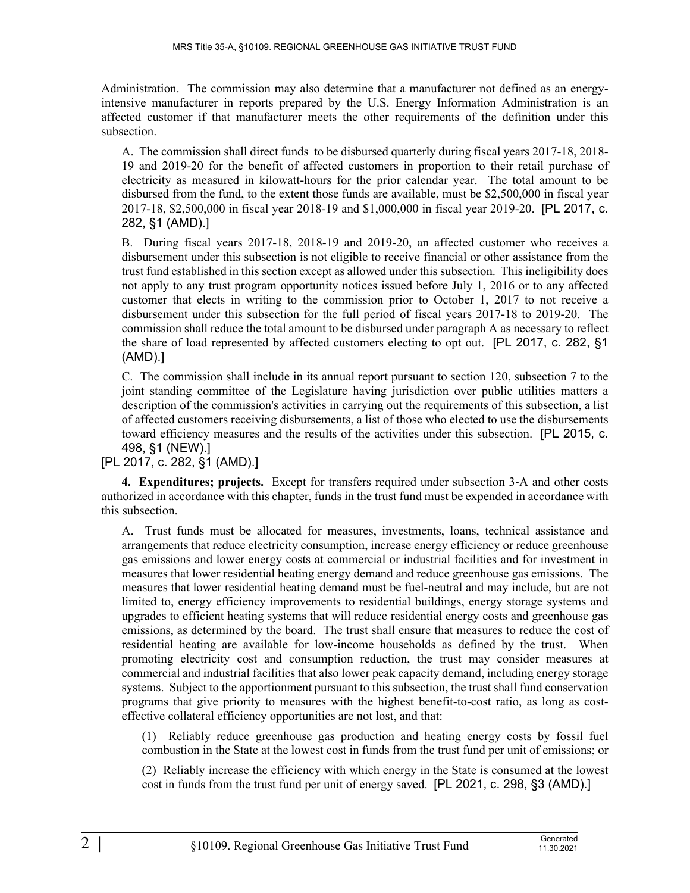Administration. The commission may also determine that a manufacturer not defined as an energy-intensive manufacturer in reports prepared by the U.S. Energy Information Administration is an affected customer if that manufacturer meets the other requirements of the definition under this subsection.

A. The commission shall direct funds to be disbursed quarterly during fiscal years 2017-18, 2018-19 and 2019-20 for the benefit of affected customers in proportion to their retail purchase of electricity as measured in kilowatt-hours for the prior calendar year. The total amount to be disbursed from the fund, to the extent those funds are available, must be $2,500,000 in fiscal year 2017-18, $2,500,000 in fiscal year 2018-19 and $1,000,000 in fiscal year 2019-20. [PL 2017, c. 282, §1 (AMD).]

B. During fiscal years 2017-18, 2018-19 and 2019-20, an affected customer who receives a disbursement under this subsection is not eligible to receive financial or other assistance from the trust fund established in this section except as allowed under this subsection. This ineligibility does not apply to any trust program opportunity notices issued before July 1, 2016 or to any affected customer that elects in writing to the commission prior to October 1, 2017 to not receive a disbursement under this subsection for the full period of fiscal years 2017-18 to 2019-20. The commission shall reduce the total amount to be disbursed under paragraph A as necessary to reflect the share of load represented by affected customers electing to opt out. [PL 2017, c. 282, §1 (AMD).]

C. The commission shall include in its annual report pursuant to section 120, subsection 7 to the joint standing committee of the Legislature having jurisdiction over public utilities matters a description of the commission's activities in carrying out the requirements of this subsection, a list of affected customers receiving disbursements, a list of those who elected to use the disbursements toward efficiency measures and the results of the activities under this subsection. [PL 2015, c. 498, §1 (NEW).]

[PL 2017, c. 282, §1 (AMD).]

**4. Expenditures; projects.** Except for transfers required under subsection 3-A and other costs authorized in accordance with this chapter, funds in the trust fund must be expended in accordance with this subsection.

A. Trust funds must be allocated for measures, investments, loans, technical assistance and arrangements that reduce electricity consumption, increase energy efficiency or reduce greenhouse gas emissions and lower energy costs at commercial or industrial facilities and for investment in measures that lower residential heating energy demand and reduce greenhouse gas emissions. The measures that lower residential heating demand must be fuel-neutral and may include, but are not limited to, energy efficiency improvements to residential buildings, energy storage systems and upgrades to efficient heating systems that will reduce residential energy costs and greenhouse gas emissions, as determined by the board. The trust shall ensure that measures to reduce the cost of residential heating are available for low-income households as defined by the trust. When promoting electricity cost and consumption reduction, the trust may consider measures at commercial and industrial facilities that also lower peak capacity demand, including energy storage systems. Subject to the apportionment pursuant to this subsection, the trust shall fund conservation programs that give priority to measures with the highest benefit-to-cost ratio, as long as cost-effective collateral efficiency opportunities are not lost, and that:

(1) Reliably reduce greenhouse gas production and heating energy costs by fossil fuel combustion in the State at the lowest cost in funds from the trust fund per unit of emissions; or

(2) Reliably increase the efficiency with which energy in the State is consumed at the lowest cost in funds from the trust fund per unit of energy saved. [PL 2021, c. 298, §3 (AMD).]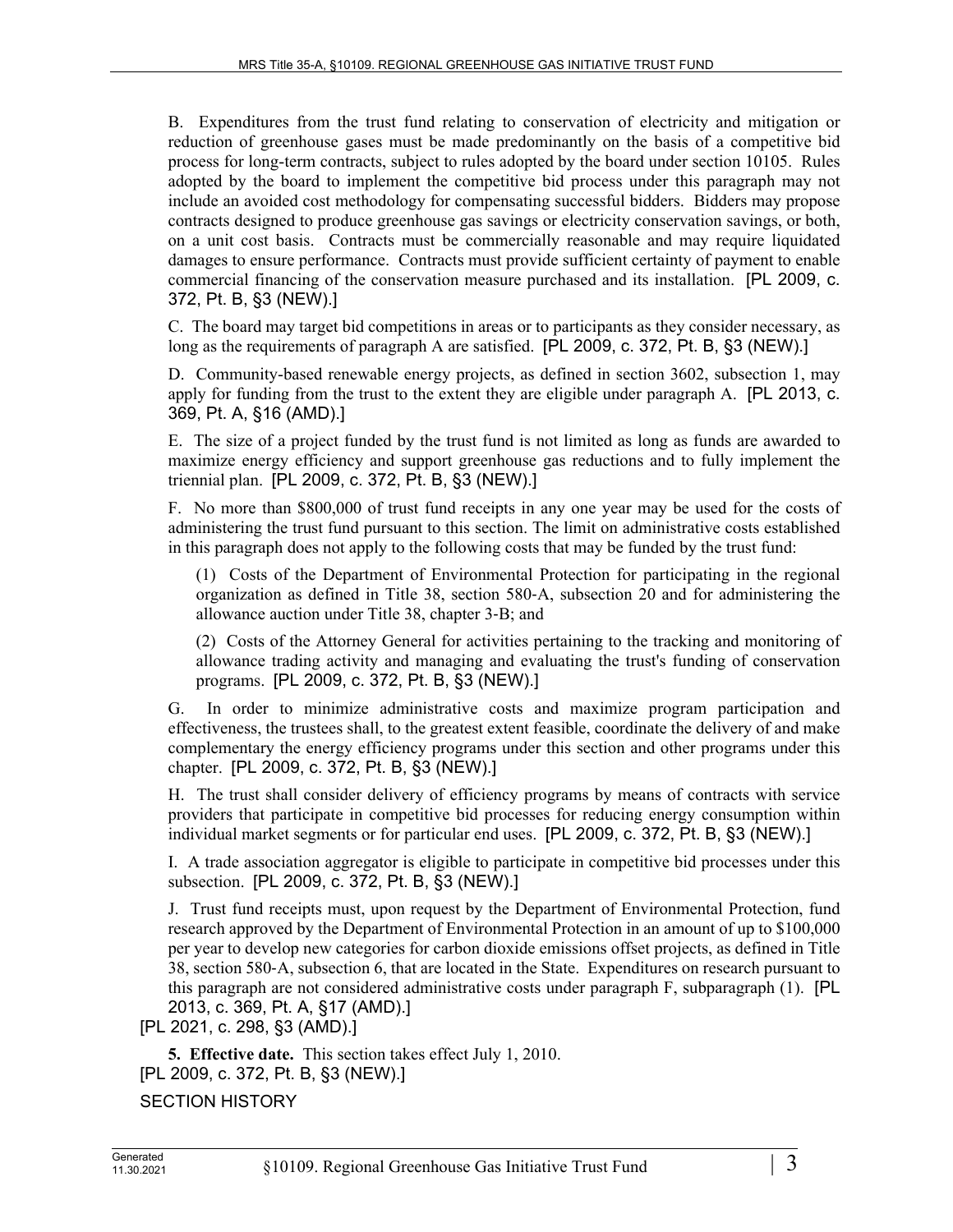B. Expenditures from the trust fund relating to conservation of electricity and mitigation or reduction of greenhouse gases must be made predominantly on the basis of a competitive bid process for long-term contracts, subject to rules adopted by the board under section 10105. Rules adopted by the board to implement the competitive bid process under this paragraph may not include an avoided cost methodology for compensating successful bidders. Bidders may propose contracts designed to produce greenhouse gas savings or electricity conservation savings, or both, on a unit cost basis. Contracts must be commercially reasonable and may require liquidated damages to ensure performance. Contracts must provide sufficient certainty of payment to enable commercial financing of the conservation measure purchased and its installation. [PL 2009, c. 372, Pt. B, §3 (NEW).]

C. The board may target bid competitions in areas or to participants as they consider necessary, as long as the requirements of paragraph A are satisfied. [PL 2009, c. 372, Pt. B, §3 (NEW).]

D. Community-based renewable energy projects, as defined in section 3602, subsection 1, may apply for funding from the trust to the extent they are eligible under paragraph A. [PL 2013, c. 369, Pt. A, §16 (AMD).]

E. The size of a project funded by the trust fund is not limited as long as funds are awarded to maximize energy efficiency and support greenhouse gas reductions and to fully implement the triennial plan. [PL 2009, c. 372, Pt. B, §3 (NEW).]

F. No more than $800,000 of trust fund receipts in any one year may be used for the costs of administering the trust fund pursuant to this section. The limit on administrative costs established in this paragraph does not apply to the following costs that may be funded by the trust fund:

(1) Costs of the Department of Environmental Protection for participating in the regional organization as defined in Title 38, section 580-A, subsection 20 and for administering the allowance auction under Title 38, chapter 3-B; and

(2) Costs of the Attorney General for activities pertaining to the tracking and monitoring of allowance trading activity and managing and evaluating the trust's funding of conservation programs. [PL 2009, c. 372, Pt. B, §3 (NEW).]

G. In order to minimize administrative costs and maximize program participation and effectiveness, the trustees shall, to the greatest extent feasible, coordinate the delivery of and make complementary the energy efficiency programs under this section and other programs under this chapter. [PL 2009, c. 372, Pt. B, §3 (NEW).]

H. The trust shall consider delivery of efficiency programs by means of contracts with service providers that participate in competitive bid processes for reducing energy consumption within individual market segments or for particular end uses. [PL 2009, c. 372, Pt. B, §3 (NEW).]

I. A trade association aggregator is eligible to participate in competitive bid processes under this subsection. [PL 2009, c. 372, Pt. B, §3 (NEW).]

J. Trust fund receipts must, upon request by the Department of Environmental Protection, fund research approved by the Department of Environmental Protection in an amount of up to $100,000 per year to develop new categories for carbon dioxide emissions offset projects, as defined in Title 38, section 580-A, subsection 6, that are located in the State. Expenditures on research pursuant to this paragraph are not considered administrative costs under paragraph F, subparagraph (1). [PL 2013, c. 369, Pt. A, §17 (AMD).]

[PL 2021, c. 298, §3 (AMD).]

**5. Effective date.** This section takes effect July 1, 2010.
[PL 2009, c. 372, Pt. B, §3 (NEW).]

SECTION HISTORY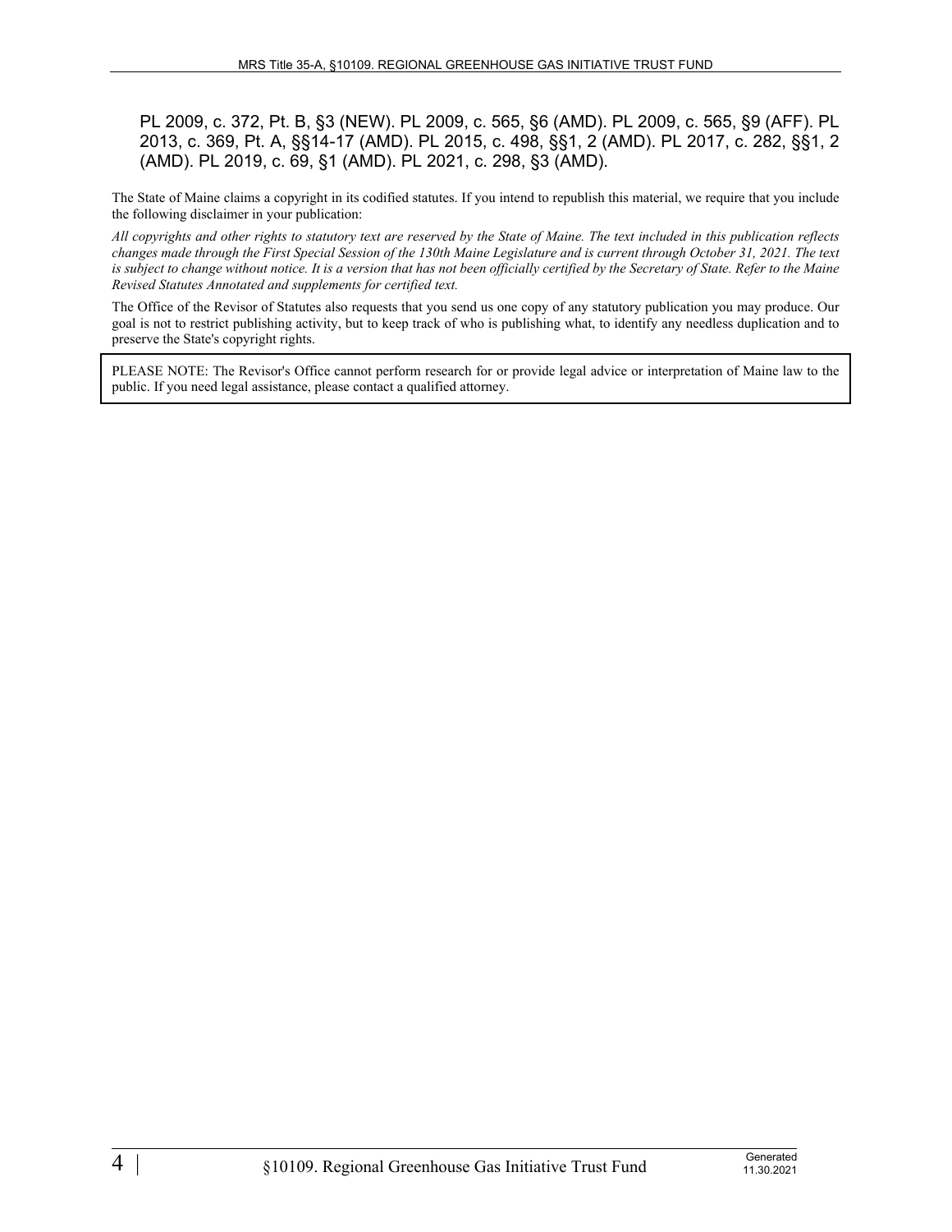PL 2009, c. 372, Pt. B, §3 (NEW). PL 2009, c. 565, §6 (AMD). PL 2009, c. 565, §9 (AFF). PL 2013, c. 369, Pt. A, §§14-17 (AMD). PL 2015, c. 498, §§1, 2 (AMD). PL 2017, c. 282, §§1, 2 (AMD). PL 2019, c. 69, §1 (AMD). PL 2021, c. 298, §3 (AMD).

The State of Maine claims a copyright in its codified statutes. If you intend to republish this material, we require that you include the following disclaimer in your publication:

*All copyrights and other rights to statutory text are reserved by the State of Maine. The text included in this publication reflects changes made through the First Special Session of the 130th Maine Legislature and is current through October 31, 2021. The text is subject to change without notice. It is a version that has not been officially certified by the Secretary of State. Refer to the Maine Revised Statutes Annotated and supplements for certified text.*

The Office of the Revisor of Statutes also requests that you send us one copy of any statutory publication you may produce. Our goal is not to restrict publishing activity, but to keep track of who is publishing what, to identify any needless duplication and to preserve the State's copyright rights.

PLEASE NOTE: The Revisor's Office cannot perform research for or provide legal advice or interpretation of Maine law to the public. If you need legal assistance, please contact a qualified attorney.